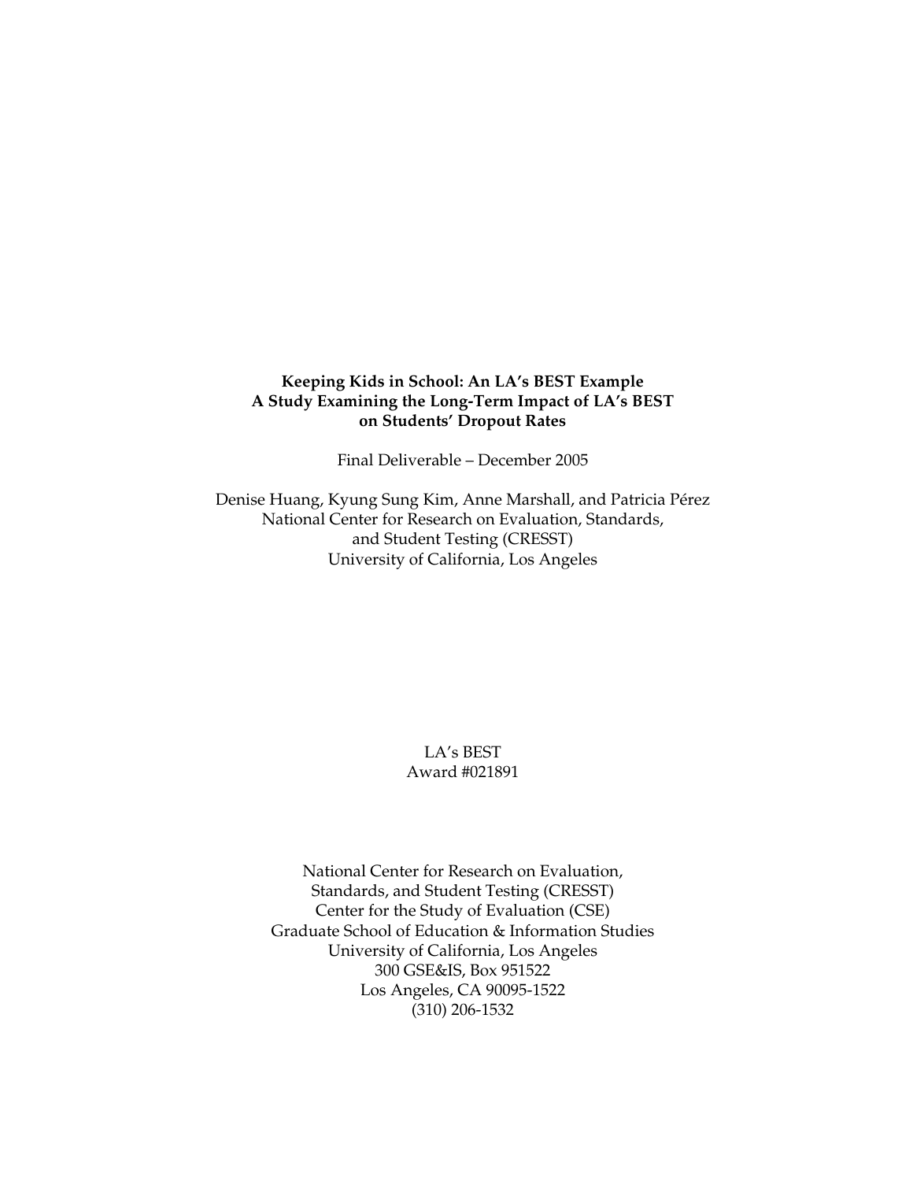# Keeping Kids in School: An LA's BEST Example
## A Study Examining the Long-Term Impact of LA's BEST on Students' Dropout Rates

Final Deliverable – December 2005

Denise Huang, Kyung Sung Kim, Anne Marshall, and Patricia Pérez
National Center for Research on Evaluation, Standards, and Student Testing (CRESST)
University of California, Los Angeles

LA's BEST
Award #021891

National Center for Research on Evaluation, Standards, and Student Testing (CRESST)
Center for the Study of Evaluation (CSE)
Graduate School of Education & Information Studies
University of California, Los Angeles
300 GSE&IS, Box 951522
Los Angeles, CA 90095-1522
(310) 206-1532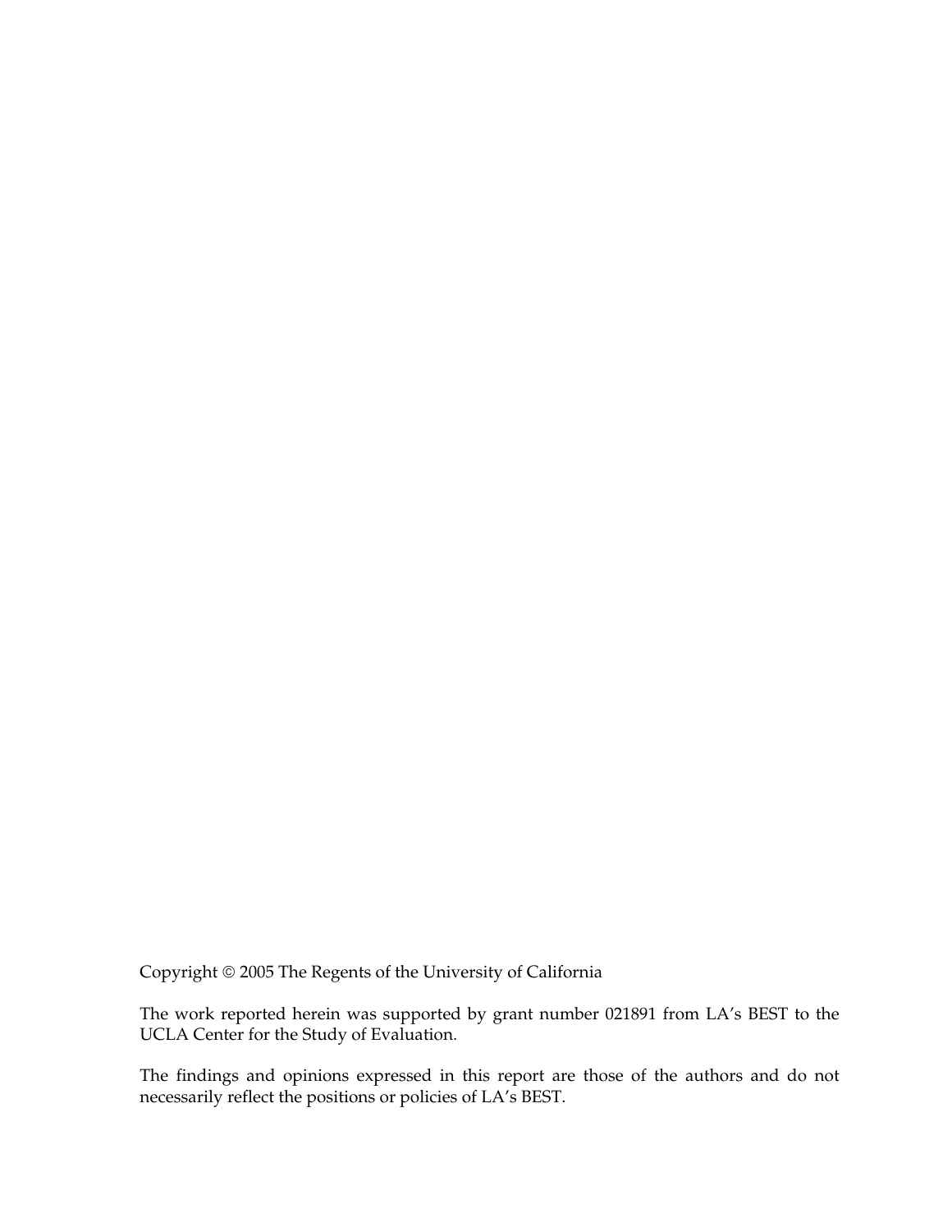Copyright © 2005 The Regents of the University of California

The work reported herein was supported by grant number 021891 from LA's BEST to the UCLA Center for the Study of Evaluation.

The findings and opinions expressed in this report are those of the authors and do not necessarily reflect the positions or policies of LA's BEST.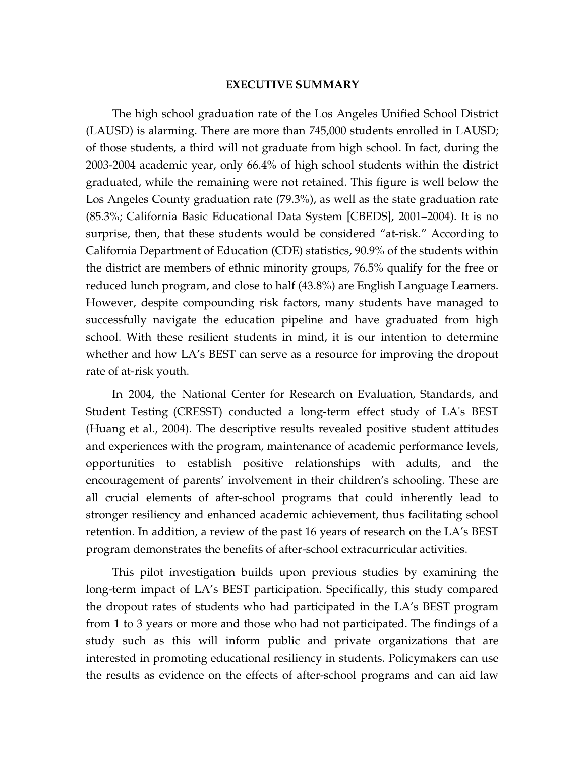**EXECUTIVE SUMMARY**

The high school graduation rate of the Los Angeles Unified School District (LAUSD) is alarming. There are more than 745,000 students enrolled in LAUSD; of those students, a third will not graduate from high school. In fact, during the 2003-2004 academic year, only 66.4% of high school students within the district graduated, while the remaining were not retained. This figure is well below the Los Angeles County graduation rate (79.3%), as well as the state graduation rate (85.3%; California Basic Educational Data System [CBEDS], 2001–2004). It is no surprise, then, that these students would be considered "at-risk." According to California Department of Education (CDE) statistics, 90.9% of the students within the district are members of ethnic minority groups, 76.5% qualify for the free or reduced lunch program, and close to half (43.8%) are English Language Learners. However, despite compounding risk factors, many students have managed to successfully navigate the education pipeline and have graduated from high school. With these resilient students in mind, it is our intention to determine whether and how LA's BEST can serve as a resource for improving the dropout rate of at-risk youth.

In 2004, the National Center for Research on Evaluation, Standards, and Student Testing (CRESST) conducted a long-term effect study of LA's BEST (Huang et al., 2004). The descriptive results revealed positive student attitudes and experiences with the program, maintenance of academic performance levels, opportunities to establish positive relationships with adults, and the encouragement of parents' involvement in their children's schooling. These are all crucial elements of after-school programs that could inherently lead to stronger resiliency and enhanced academic achievement, thus facilitating school retention. In addition, a review of the past 16 years of research on the LA's BEST program demonstrates the benefits of after-school extracurricular activities.

This pilot investigation builds upon previous studies by examining the long-term impact of LA's BEST participation. Specifically, this study compared the dropout rates of students who had participated in the LA's BEST program from 1 to 3 years or more and those who had not participated. The findings of a study such as this will inform public and private organizations that are interested in promoting educational resiliency in students. Policymakers can use the results as evidence on the effects of after-school programs and can aid law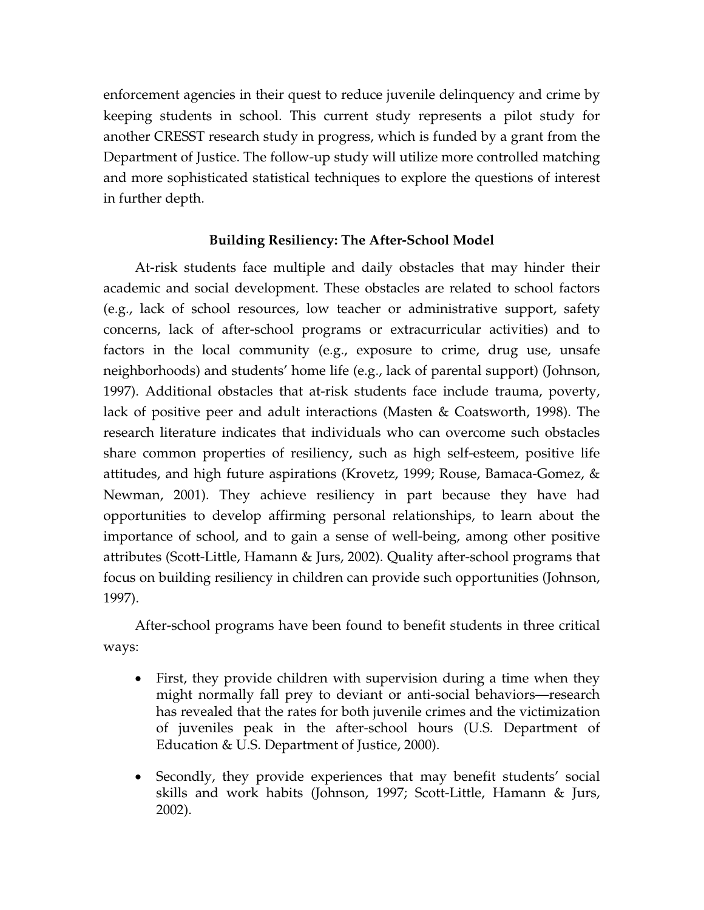enforcement agencies in their quest to reduce juvenile delinquency and crime by keeping students in school. This current study represents a pilot study for another CRESST research study in progress, which is funded by a grant from the Department of Justice. The follow-up study will utilize more controlled matching and more sophisticated statistical techniques to explore the questions of interest in further depth.

## Building Resiliency: The After-School Model

At-risk students face multiple and daily obstacles that may hinder their academic and social development. These obstacles are related to school factors (e.g., lack of school resources, low teacher or administrative support, safety concerns, lack of after-school programs or extracurricular activities) and to factors in the local community (e.g., exposure to crime, drug use, unsafe neighborhoods) and students' home life (e.g., lack of parental support) (Johnson, 1997). Additional obstacles that at-risk students face include trauma, poverty, lack of positive peer and adult interactions (Masten & Coatsworth, 1998). The research literature indicates that individuals who can overcome such obstacles share common properties of resiliency, such as high self-esteem, positive life attitudes, and high future aspirations (Krovetz, 1999; Rouse, Bamaca-Gomez, & Newman, 2001). They achieve resiliency in part because they have had opportunities to develop affirming personal relationships, to learn about the importance of school, and to gain a sense of well-being, among other positive attributes (Scott-Little, Hamann & Jurs, 2002). Quality after-school programs that focus on building resiliency in children can provide such opportunities (Johnson, 1997).

After-school programs have been found to benefit students in three critical ways:

- First, they provide children with supervision during a time when they might normally fall prey to deviant or anti-social behaviors—research has revealed that the rates for both juvenile crimes and the victimization of juveniles peak in the after-school hours (U.S. Department of Education & U.S. Department of Justice, 2000).
- Secondly, they provide experiences that may benefit students' social skills and work habits (Johnson, 1997; Scott-Little, Hamann & Jurs, 2002).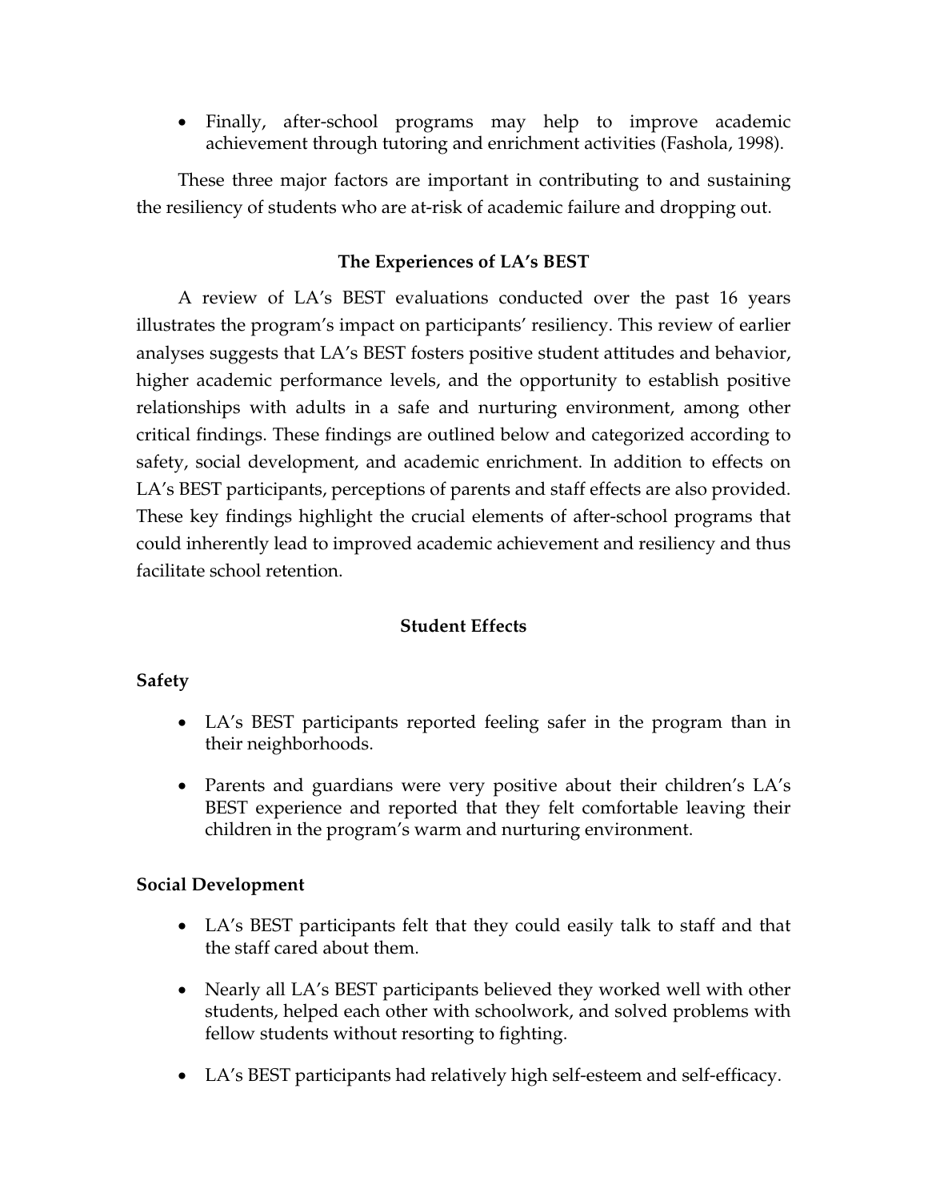- Finally, after-school programs may help to improve academic achievement through tutoring and enrichment activities (Fashola, 1998).

These three major factors are important in contributing to and sustaining the resiliency of students who are at-risk of academic failure and dropping out.

## The Experiences of LA's BEST

A review of LA's BEST evaluations conducted over the past 16 years illustrates the program's impact on participants' resiliency. This review of earlier analyses suggests that LA's BEST fosters positive student attitudes and behavior, higher academic performance levels, and the opportunity to establish positive relationships with adults in a safe and nurturing environment, among other critical findings. These findings are outlined below and categorized according to safety, social development, and academic enrichment. In addition to effects on LA's BEST participants, perceptions of parents and staff effects are also provided. These key findings highlight the crucial elements of after-school programs that could inherently lead to improved academic achievement and resiliency and thus facilitate school retention.

## Student Effects

### Safety

- LA's BEST participants reported feeling safer in the program than in their neighborhoods.
- Parents and guardians were very positive about their children's LA's BEST experience and reported that they felt comfortable leaving their children in the program's warm and nurturing environment.

### Social Development

- LA's BEST participants felt that they could easily talk to staff and that the staff cared about them.
- Nearly all LA's BEST participants believed they worked well with other students, helped each other with schoolwork, and solved problems with fellow students without resorting to fighting.
- LA's BEST participants had relatively high self-esteem and self-efficacy.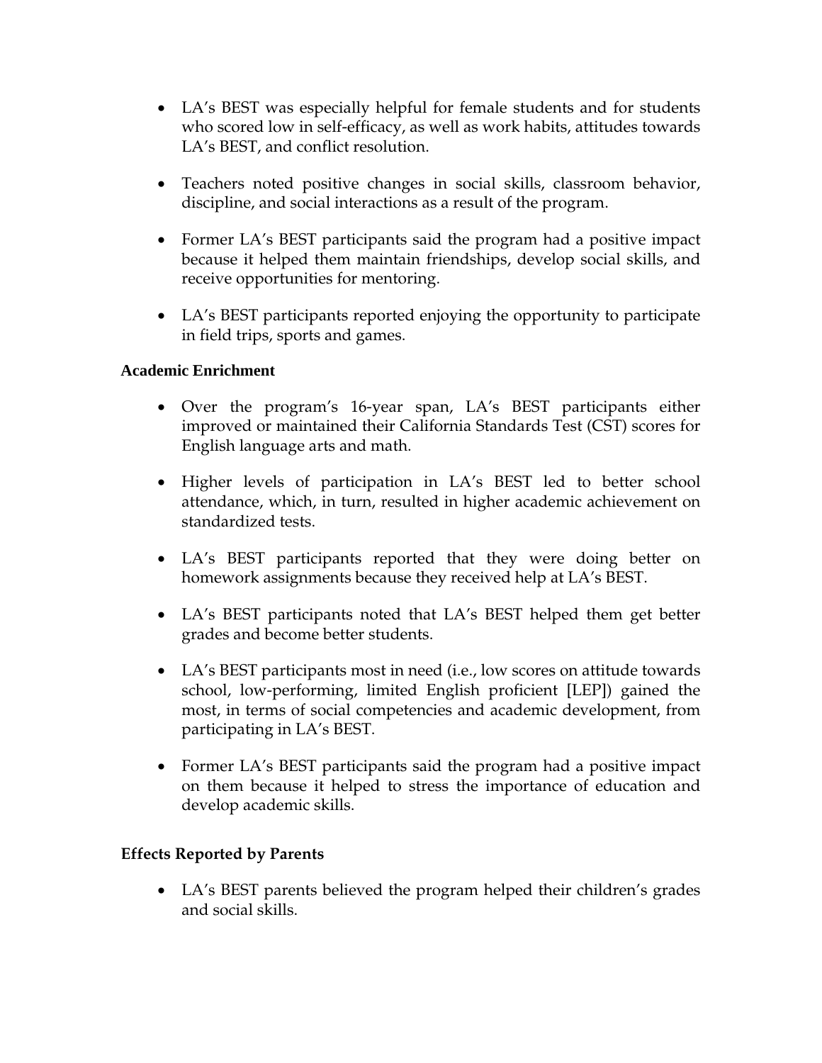- LA's BEST was especially helpful for female students and for students who scored low in self-efficacy, as well as work habits, attitudes towards LA's BEST, and conflict resolution.

- Teachers noted positive changes in social skills, classroom behavior, discipline, and social interactions as a result of the program.

- Former LA's BEST participants said the program had a positive impact because it helped them maintain friendships, develop social skills, and receive opportunities for mentoring.

- LA's BEST participants reported enjoying the opportunity to participate in field trips, sports and games.

**Academic Enrichment**

- Over the program's 16-year span, LA's BEST participants either improved or maintained their California Standards Test (CST) scores for English language arts and math.

- Higher levels of participation in LA's BEST led to better school attendance, which, in turn, resulted in higher academic achievement on standardized tests.

- LA's BEST participants reported that they were doing better on homework assignments because they received help at LA's BEST.

- LA's BEST participants noted that LA's BEST helped them get better grades and become better students.

- LA's BEST participants most in need (i.e., low scores on attitude towards school, low-performing, limited English proficient [LEP]) gained the most, in terms of social competencies and academic development, from participating in LA's BEST.

- Former LA's BEST participants said the program had a positive impact on them because it helped to stress the importance of education and develop academic skills.

**Effects Reported by Parents**

- LA's BEST parents believed the program helped their children's grades and social skills.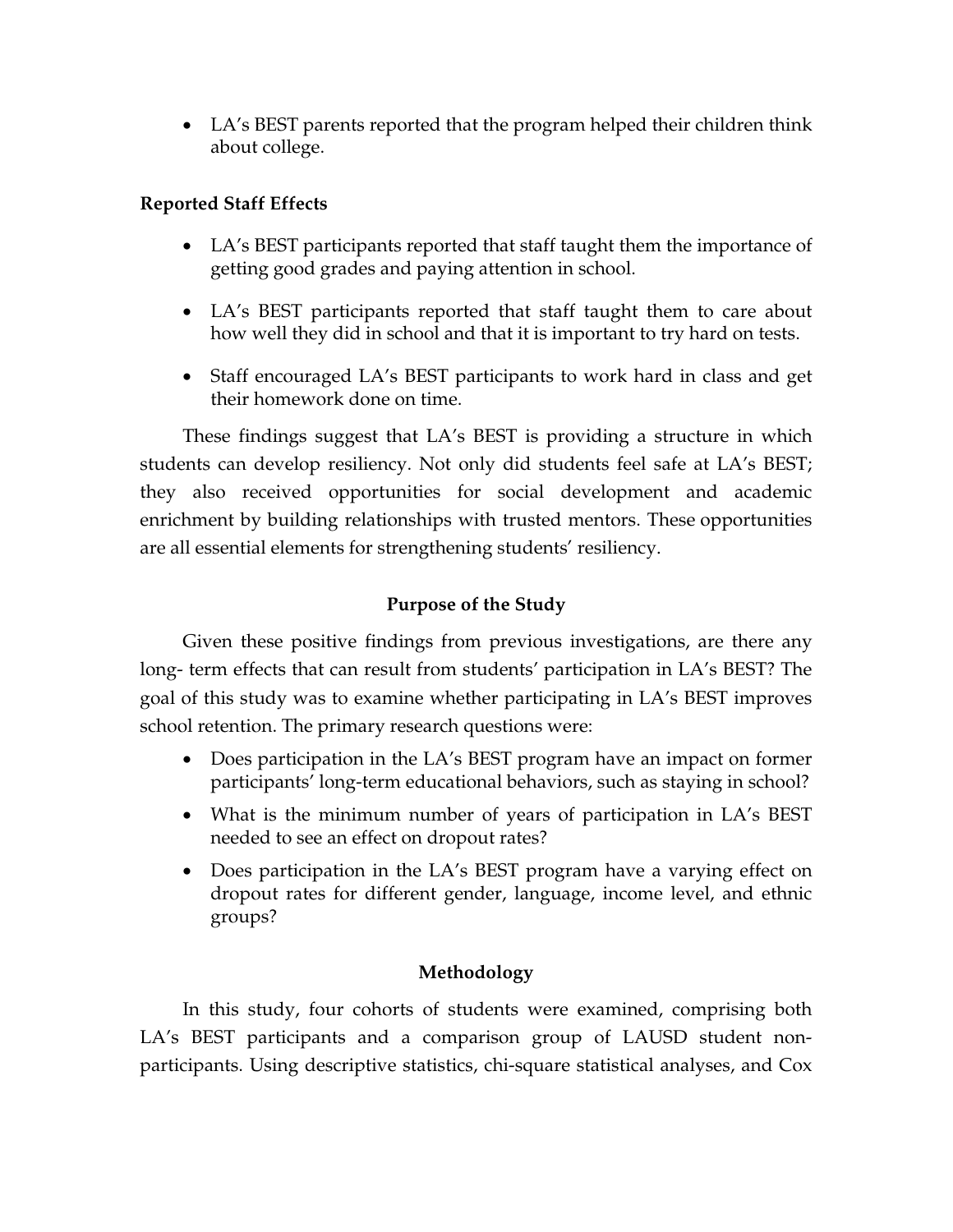- LA's BEST parents reported that the program helped their children think about college.

**Reported Staff Effects**

- LA's BEST participants reported that staff taught them the importance of getting good grades and paying attention in school.
- LA's BEST participants reported that staff taught them to care about how well they did in school and that it is important to try hard on tests.
- Staff encouraged LA's BEST participants to work hard in class and get their homework done on time.

These findings suggest that LA's BEST is providing a structure in which students can develop resiliency. Not only did students feel safe at LA's BEST; they also received opportunities for social development and academic enrichment by building relationships with trusted mentors. These opportunities are all essential elements for strengthening students' resiliency.

## Purpose of the Study

Given these positive findings from previous investigations, are there any long- term effects that can result from students' participation in LA's BEST? The goal of this study was to examine whether participating in LA's BEST improves school retention. The primary research questions were:

- Does participation in the LA's BEST program have an impact on former participants' long-term educational behaviors, such as staying in school?
- What is the minimum number of years of participation in LA's BEST needed to see an effect on dropout rates?
- Does participation in the LA's BEST program have a varying effect on dropout rates for different gender, language, income level, and ethnic groups?

## Methodology

In this study, four cohorts of students were examined, comprising both LA's BEST participants and a comparison group of LAUSD student non-participants. Using descriptive statistics, chi-square statistical analyses, and Cox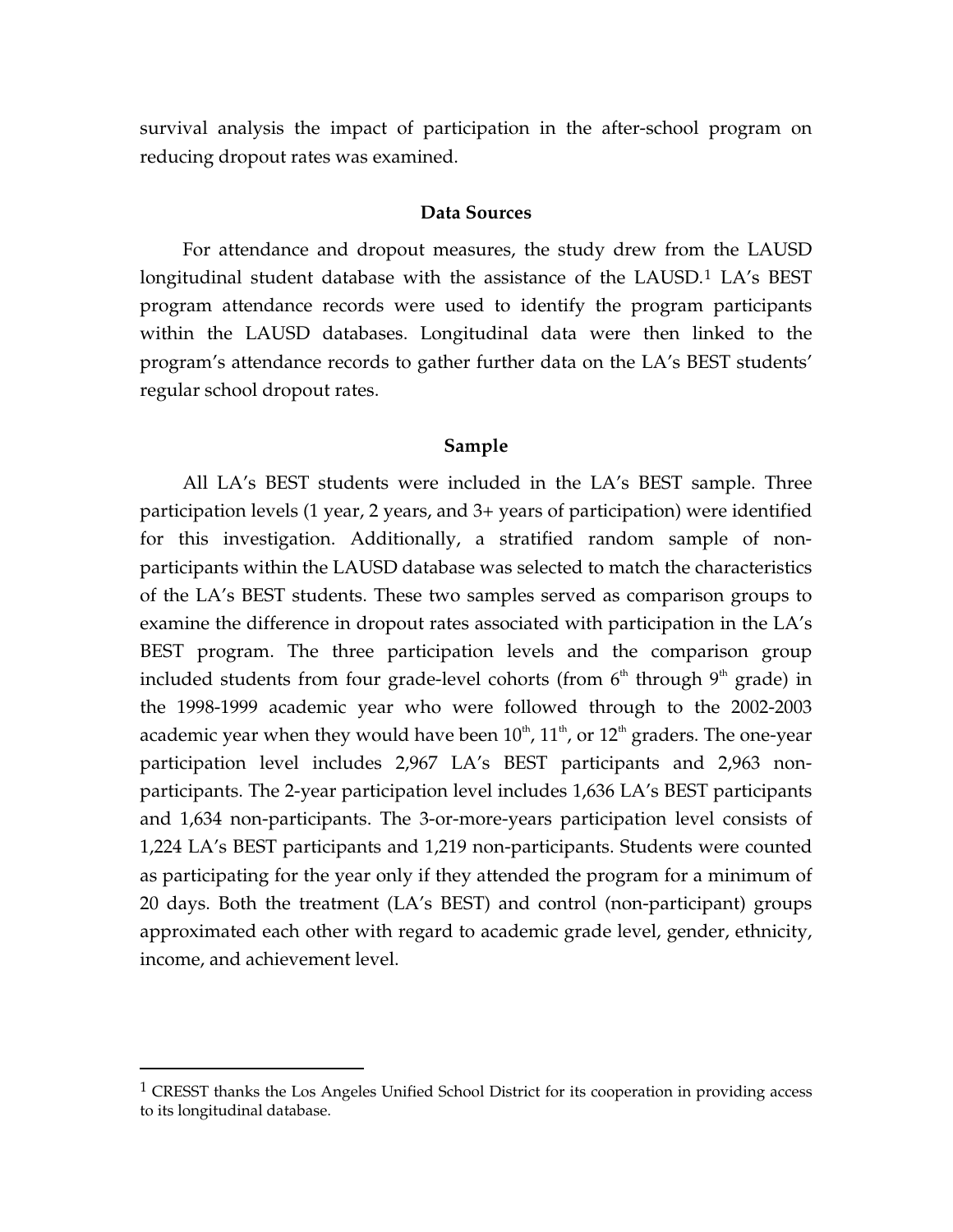survival analysis the impact of participation in the after-school program on reducing dropout rates was examined.

### Data Sources

For attendance and dropout measures, the study drew from the LAUSD longitudinal student database with the assistance of the LAUSD.[1] LA's BEST program attendance records were used to identify the program participants within the LAUSD databases. Longitudinal data were then linked to the program's attendance records to gather further data on the LA's BEST students' regular school dropout rates.

### Sample

All LA's BEST students were included in the LA's BEST sample. Three participation levels (1 year, 2 years, and 3+ years of participation) were identified for this investigation. Additionally, a stratified random sample of non-participants within the LAUSD database was selected to match the characteristics of the LA's BEST students. These two samples served as comparison groups to examine the difference in dropout rates associated with participation in the LA's BEST program. The three participation levels and the comparison group included students from four grade-level cohorts (from 6th through 9th grade) in the 1998-1999 academic year who were followed through to the 2002-2003 academic year when they would have been 10th, 11th, or 12th graders. The one-year participation level includes 2,967 LA's BEST participants and 2,963 non-participants. The 2-year participation level includes 1,636 LA's BEST participants and 1,634 non-participants. The 3-or-more-years participation level consists of 1,224 LA's BEST participants and 1,219 non-participants. Students were counted as participating for the year only if they attended the program for a minimum of 20 days. Both the treatment (LA's BEST) and control (non-participant) groups approximated each other with regard to academic grade level, gender, ethnicity, income, and achievement level.

---

[1] CRESST thanks the Los Angeles Unified School District for its cooperation in providing access to its longitudinal database.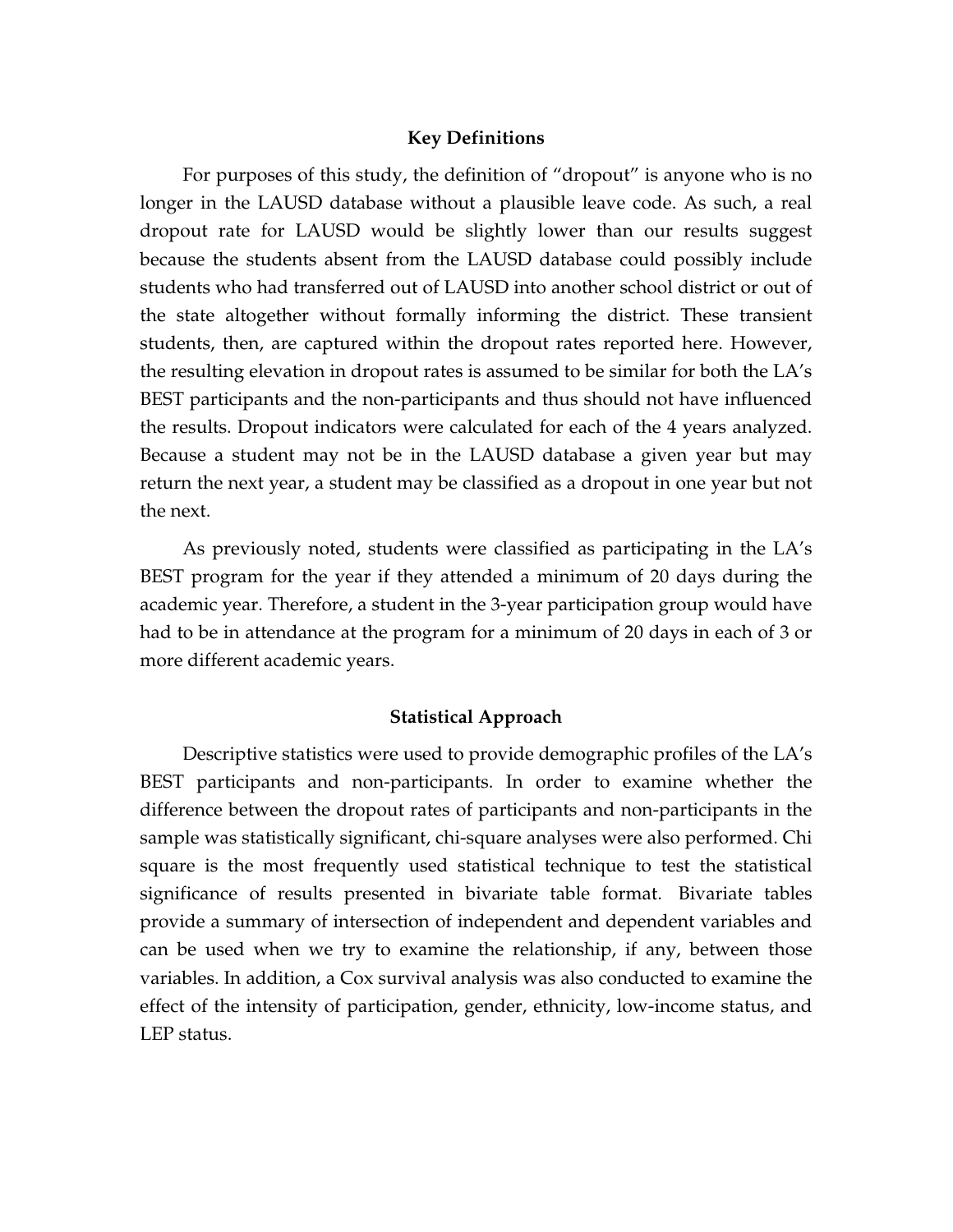## Key Definitions

For purposes of this study, the definition of "dropout" is anyone who is no longer in the LAUSD database without a plausible leave code. As such, a real dropout rate for LAUSD would be slightly lower than our results suggest because the students absent from the LAUSD database could possibly include students who had transferred out of LAUSD into another school district or out of the state altogether without formally informing the district. These transient students, then, are captured within the dropout rates reported here. However, the resulting elevation in dropout rates is assumed to be similar for both the LA's BEST participants and the non-participants and thus should not have influenced the results. Dropout indicators were calculated for each of the 4 years analyzed. Because a student may not be in the LAUSD database a given year but may return the next year, a student may be classified as a dropout in one year but not the next.

As previously noted, students were classified as participating in the LA's BEST program for the year if they attended a minimum of 20 days during the academic year. Therefore, a student in the 3-year participation group would have had to be in attendance at the program for a minimum of 20 days in each of 3 or more different academic years.

## Statistical Approach

Descriptive statistics were used to provide demographic profiles of the LA's BEST participants and non-participants. In order to examine whether the difference between the dropout rates of participants and non-participants in the sample was statistically significant, chi-square analyses were also performed. Chi square is the most frequently used statistical technique to test the statistical significance of results presented in bivariate table format. Bivariate tables provide a summary of intersection of independent and dependent variables and can be used when we try to examine the relationship, if any, between those variables. In addition, a Cox survival analysis was also conducted to examine the effect of the intensity of participation, gender, ethnicity, low-income status, and LEP status.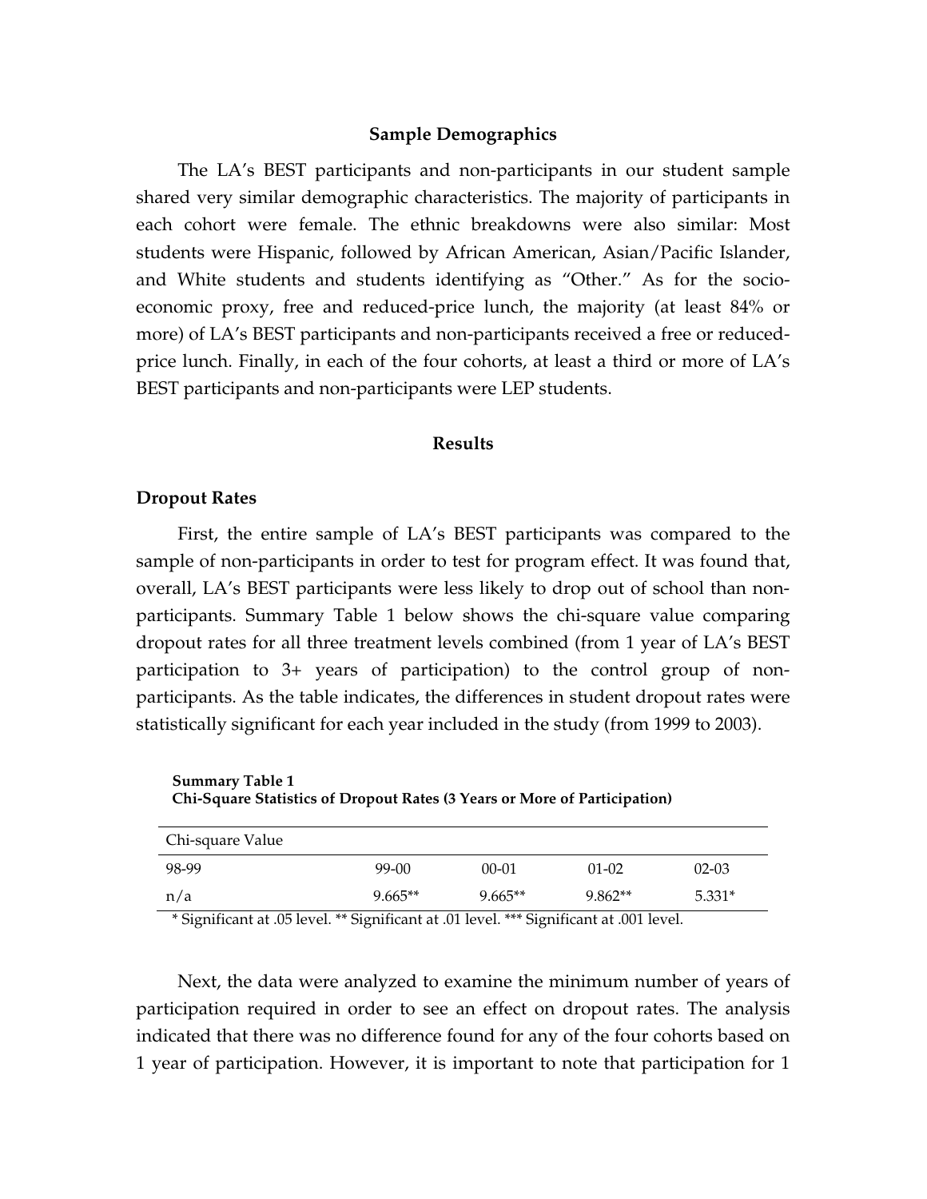## Sample Demographics

The LA's BEST participants and non-participants in our student sample shared very similar demographic characteristics. The majority of participants in each cohort were female. The ethnic breakdowns were also similar: Most students were Hispanic, followed by African American, Asian/Pacific Islander, and White students and students identifying as "Other." As for the socio-economic proxy, free and reduced-price lunch, the majority (at least 84% or more) of LA's BEST participants and non-participants received a free or reduced-price lunch. Finally, in each of the four cohorts, at least a third or more of LA's BEST participants and non-participants were LEP students.

## Results

### Dropout Rates

First, the entire sample of LA's BEST participants was compared to the sample of non-participants in order to test for program effect. It was found that, overall, LA's BEST participants were less likely to drop out of school than non-participants. Summary Table 1 below shows the chi-square value comparing dropout rates for all three treatment levels combined (from 1 year of LA's BEST participation to 3+ years of participation) to the control group of non-participants. As the table indicates, the differences in student dropout rates were statistically significant for each year included in the study (from 1999 to 2003).

**Summary Table 1**
**Chi-Square Statistics of Dropout Rates (3 Years or More of Participation)**

| Chi-square Value | | | | |
|---|---|---|---|---|
| 98-99 | 99-00 | 00-01 | 01-02 | 02-03 |
| n/a | 9.665** | 9.665** | 9.862** | 5.331* |

\* Significant at .05 level. ** Significant at .01 level. *** Significant at .001 level.

Next, the data were analyzed to examine the minimum number of years of participation required in order to see an effect on dropout rates. The analysis indicated that there was no difference found for any of the four cohorts based on 1 year of participation. However, it is important to note that participation for 1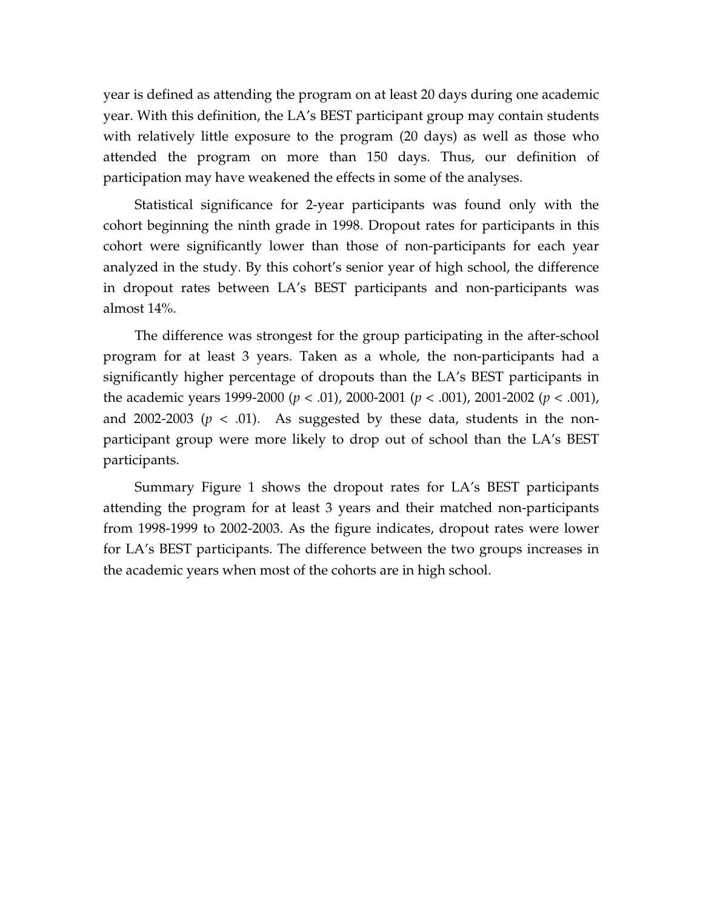year is defined as attending the program on at least 20 days during one academic year. With this definition, the LA's BEST participant group may contain students with relatively little exposure to the program (20 days) as well as those who attended the program on more than 150 days. Thus, our definition of participation may have weakened the effects in some of the analyses.

Statistical significance for 2-year participants was found only with the cohort beginning the ninth grade in 1998. Dropout rates for participants in this cohort were significantly lower than those of non-participants for each year analyzed in the study. By this cohort's senior year of high school, the difference in dropout rates between LA's BEST participants and non-participants was almost 14%.

The difference was strongest for the group participating in the after-school program for at least 3 years. Taken as a whole, the non-participants had a significantly higher percentage of dropouts than the LA's BEST participants in the academic years 1999-2000 ($p < .01$), 2000-2001 ($p < .001$), 2001-2002 ($p < .001$), and 2002-2003 ($p < .01$). As suggested by these data, students in the non-participant group were more likely to drop out of school than the LA's BEST participants.

Summary Figure 1 shows the dropout rates for LA's BEST participants attending the program for at least 3 years and their matched non-participants from 1998-1999 to 2002-2003. As the figure indicates, dropout rates were lower for LA's BEST participants. The difference between the two groups increases in the academic years when most of the cohorts are in high school.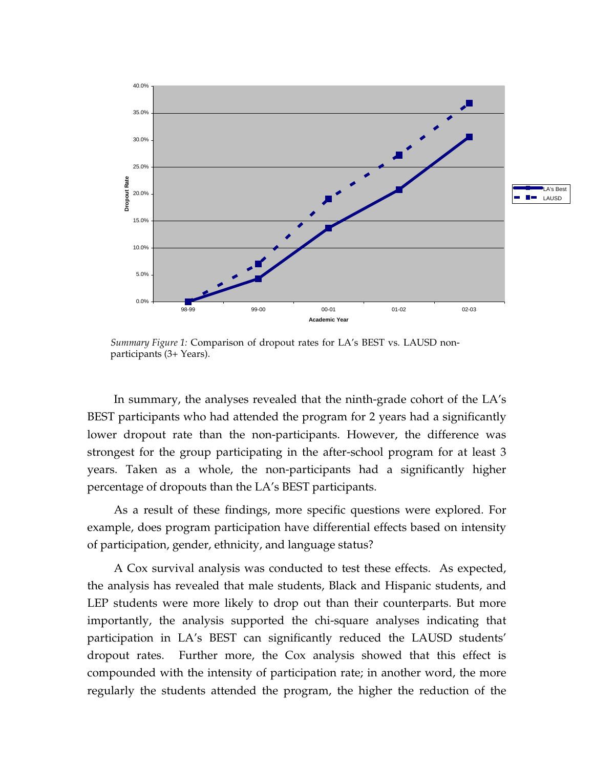*Summary Figure 1:* Comparison of dropout rates for LA's BEST vs. LAUSD non-participants (3+ Years).

In summary, the analyses revealed that the ninth-grade cohort of the LA's BEST participants who had attended the program for 2 years had a significantly lower dropout rate than the non-participants. However, the difference was strongest for the group participating in the after-school program for at least 3 years. Taken as a whole, the non-participants had a significantly higher percentage of dropouts than the LA's BEST participants.

As a result of these findings, more specific questions were explored. For example, does program participation have differential effects based on intensity of participation, gender, ethnicity, and language status?

A Cox survival analysis was conducted to test these effects. As expected, the analysis has revealed that male students, Black and Hispanic students, and LEP students were more likely to drop out than their counterparts. But more importantly, the analysis supported the chi-square analyses indicating that participation in LA's BEST can significantly reduced the LAUSD students' dropout rates. Further more, the Cox analysis showed that this effect is compounded with the intensity of participation rate; in another word, the more regularly the students attended the program, the higher the reduction of the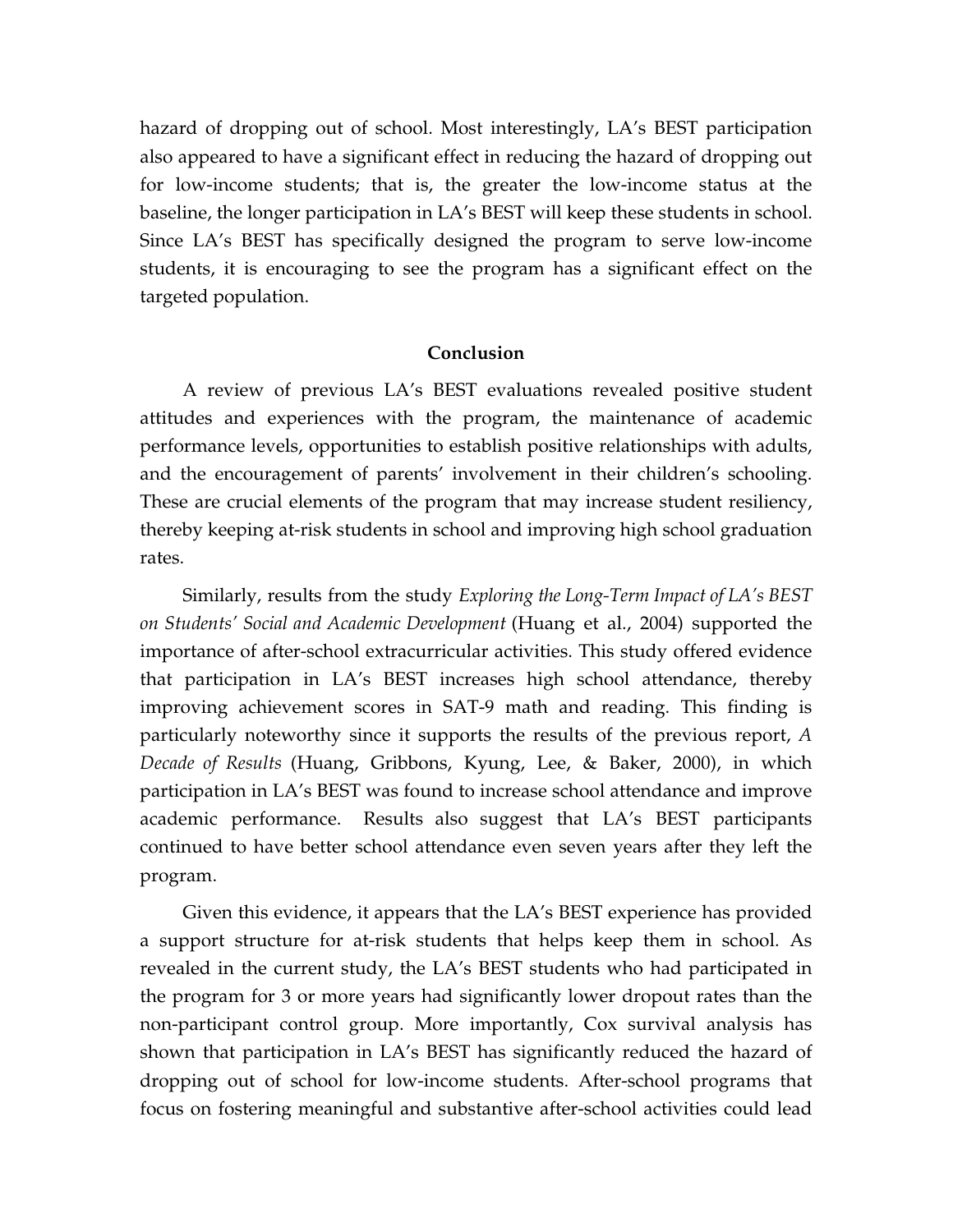hazard of dropping out of school. Most interestingly, LA's BEST participation also appeared to have a significant effect in reducing the hazard of dropping out for low-income students; that is, the greater the low-income status at the baseline, the longer participation in LA's BEST will keep these students in school. Since LA's BEST has specifically designed the program to serve low-income students, it is encouraging to see the program has a significant effect on the targeted population.

## Conclusion

A review of previous LA's BEST evaluations revealed positive student attitudes and experiences with the program, the maintenance of academic performance levels, opportunities to establish positive relationships with adults, and the encouragement of parents' involvement in their children's schooling. These are crucial elements of the program that may increase student resiliency, thereby keeping at-risk students in school and improving high school graduation rates.

Similarly, results from the study *Exploring the Long-Term Impact of LA's BEST on Students' Social and Academic Development* (Huang et al., 2004) supported the importance of after-school extracurricular activities. This study offered evidence that participation in LA's BEST increases high school attendance, thereby improving achievement scores in SAT-9 math and reading. This finding is particularly noteworthy since it supports the results of the previous report, *A Decade of Results* (Huang, Gribbons, Kyung, Lee, & Baker, 2000), in which participation in LA's BEST was found to increase school attendance and improve academic performance. Results also suggest that LA's BEST participants continued to have better school attendance even seven years after they left the program.

Given this evidence, it appears that the LA's BEST experience has provided a support structure for at-risk students that helps keep them in school. As revealed in the current study, the LA's BEST students who had participated in the program for 3 or more years had significantly lower dropout rates than the non-participant control group. More importantly, Cox survival analysis has shown that participation in LA's BEST has significantly reduced the hazard of dropping out of school for low-income students. After-school programs that focus on fostering meaningful and substantive after-school activities could lead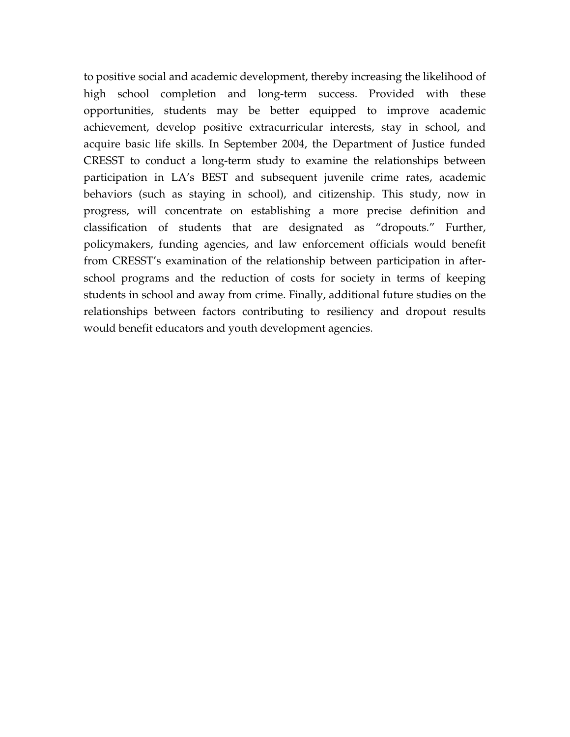to positive social and academic development, thereby increasing the likelihood of high school completion and long-term success. Provided with these opportunities, students may be better equipped to improve academic achievement, develop positive extracurricular interests, stay in school, and acquire basic life skills. In September 2004, the Department of Justice funded CRESST to conduct a long-term study to examine the relationships between participation in LA's BEST and subsequent juvenile crime rates, academic behaviors (such as staying in school), and citizenship. This study, now in progress, will concentrate on establishing a more precise definition and classification of students that are designated as "dropouts." Further, policymakers, funding agencies, and law enforcement officials would benefit from CRESST's examination of the relationship between participation in after-school programs and the reduction of costs for society in terms of keeping students in school and away from crime. Finally, additional future studies on the relationships between factors contributing to resiliency and dropout results would benefit educators and youth development agencies.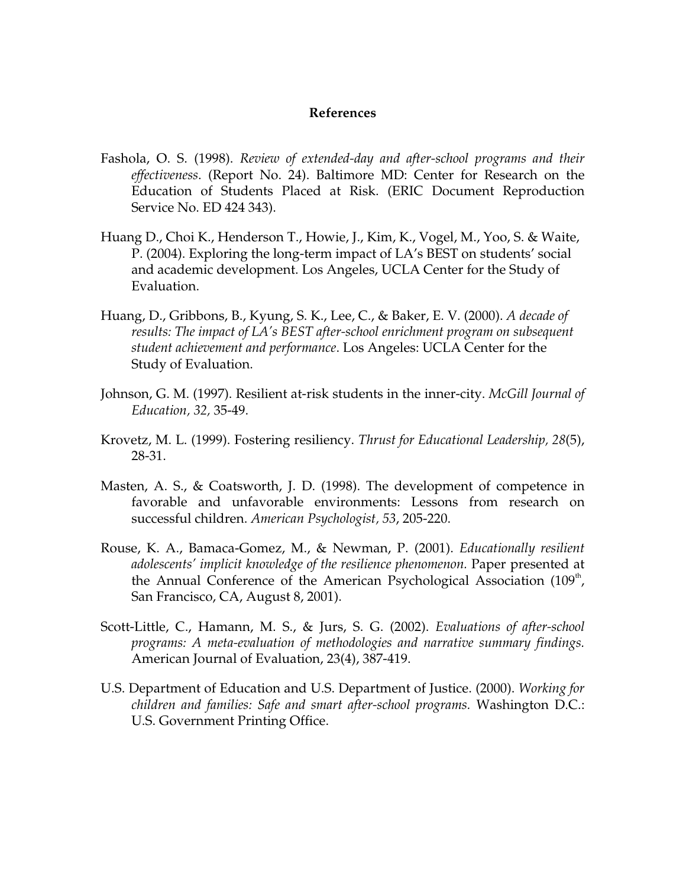## References

Fashola, O. S. (1998). *Review of extended-day and after-school programs and their effectiveness*. (Report No. 24). Baltimore MD: Center for Research on the Education of Students Placed at Risk. (ERIC Document Reproduction Service No. ED 424 343).

Huang D., Choi K., Henderson T., Howie, J., Kim, K., Vogel, M., Yoo, S. & Waite, P. (2004). Exploring the long-term impact of LA's BEST on students' social and academic development. Los Angeles, UCLA Center for the Study of Evaluation.

Huang, D., Gribbons, B., Kyung, S. K., Lee, C., & Baker, E. V. (2000). *A decade of results: The impact of LA's BEST after-school enrichment program on subsequent student achievement and performance*. Los Angeles: UCLA Center for the Study of Evaluation.

Johnson, G. M. (1997). Resilient at-risk students in the inner-city. *McGill Journal of Education, 32*, 35-49.

Krovetz, M. L. (1999). Fostering resiliency. *Thrust for Educational Leadership, 28*(5), 28-31.

Masten, A. S., & Coatsworth, J. D. (1998). The development of competence in favorable and unfavorable environments: Lessons from research on successful children. *American Psychologist, 53*, 205-220.

Rouse, K. A., Bamaca-Gomez, M., & Newman, P. (2001). *Educationally resilient adolescents' implicit knowledge of the resilience phenomenon.* Paper presented at the Annual Conference of the American Psychological Association (109th, San Francisco, CA, August 8, 2001).

Scott-Little, C., Hamann, M. S., & Jurs, S. G. (2002). *Evaluations of after-school programs: A meta-evaluation of methodologies and narrative summary findings.* American Journal of Evaluation, 23(4), 387-419.

U.S. Department of Education and U.S. Department of Justice. (2000). *Working for children and families: Safe and smart after-school programs.* Washington D.C.: U.S. Government Printing Office.